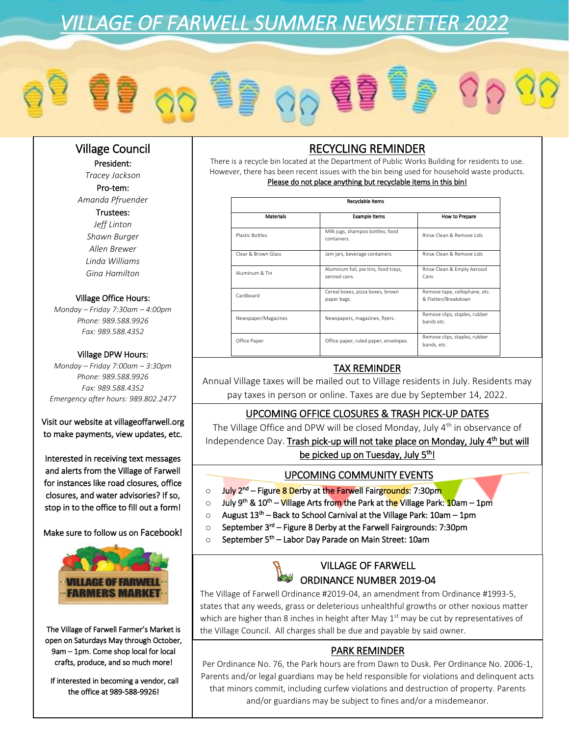# VILLAGE OF FARWELL SUMMER NEWSLETTER 2022

## Village Council

**President:**
*Tracey Jackson*

**Pro-tem:**
*Amanda Pfruender*

**Trustees:**
*Jeff Linton*
*Shawn Burger*
*Allen Brewer*
*Linda Williams*
*Gina Hamilton*

**Village Office Hours:**
*Monday – Friday 7:30am – 4:00pm*
*Phone: 989.588.9926*
*Fax: 989.588.4352*

**Village DPW Hours:**
*Monday – Friday 7:00am – 3:30pm*
*Phone: 989.588.9926*
*Fax: 989.588.4352*
*Emergency after hours: 989.802.2477*

Visit our website at villageoffarwell.org to make payments, view updates, etc.

Interested in receiving text messages and alerts from the Village of Farwell for instances like road closures, office closures, and water advisories? If so, stop in to the office to fill out a form!

Make sure to follow us on Facebook!

VILLAGE OF FARWELL FARMERS MARKET

The Village of Farwell Farmer's Market is open on Saturdays May through October, 9am – 1pm. Come shop local for local crafts, produce, and so much more!

If interested in becoming a vendor, call the office at 989-588-9926!

## RECYCLING REMINDER

There is a recycle bin located at the Department of Public Works Building for residents to use. However, there has been recent issues with the bin being used for household waste products. Please do not place anything but recyclable items in this bin!

| Recyclable Items | | |
|---|---|---|
| Materials | Example Items | How to Prepare |
| Plastic Bottles | Milk jugs, shampoo bottles, food containers. | Rinse Clean & Remove Lids |
| Clear & Brown Glass | Jam jars, beverage containers. | Rinse Clean & Remove Lids |
| Aluminum & Tin | Aluminum foil, pie tins, food trays, aerosol cans. | Rinse Clean & Empty Aerosol Cans |
| Cardboard | Cereal boxes, pizza boxes, brown paper bags. | Remove tape, cellophane, etc. & Flatten/Breakdown |
| Newspaper/Magazines | Newspapers, magazines, flyers. | Remove clips, staples, rubber bands etc. |
| Office Paper | Office paper, ruled paper, envelopes. | Remove clips, staples, rubber bands, etc. |

## TAX REMINDER

Annual Village taxes will be mailed out to Village residents in July. Residents may pay taxes in person or online. Taxes are due by September 14, 2022.

## UPCOMING OFFICE CLOSURES & TRASH PICK-UP DATES

The Village Office and DPW will be closed Monday, July 4th in observance of Independence Day. Trash pick-up will not take place on Monday, July 4th but will be picked up on Tuesday, July 5th!

## UPCOMING COMMUNITY EVENTS

- July 2nd – Figure 8 Derby at the Farwell Fairgrounds: 7:30pm
- July 9th & 10th – Village Arts from the Park at the Village Park: 10am – 1pm
- August 13th – Back to School Carnival at the Village Park: 10am – 1pm
- September 3rd – Figure 8 Derby at the Farwell Fairgrounds: 7:30pm
- September 5th – Labor Day Parade on Main Street: 10am

## VILLAGE OF FARWELL ORDINANCE NUMBER 2019-04

The Village of Farwell Ordinance #2019-04, an amendment from Ordinance #1993-5, states that any weeds, grass or deleterious unhealthful growths or other noxious matter which are higher than 8 inches in height after May 1st may be cut by representatives of the Village Council. All charges shall be due and payable by said owner.

## PARK REMINDER

Per Ordinance No. 76, the Park hours are from Dawn to Dusk. Per Ordinance No. 2006-1, Parents and/or legal guardians may be held responsible for violations and delinquent acts that minors commit, including curfew violations and destruction of property. Parents and/or guardians may be subject to fines and/or a misdemeanor.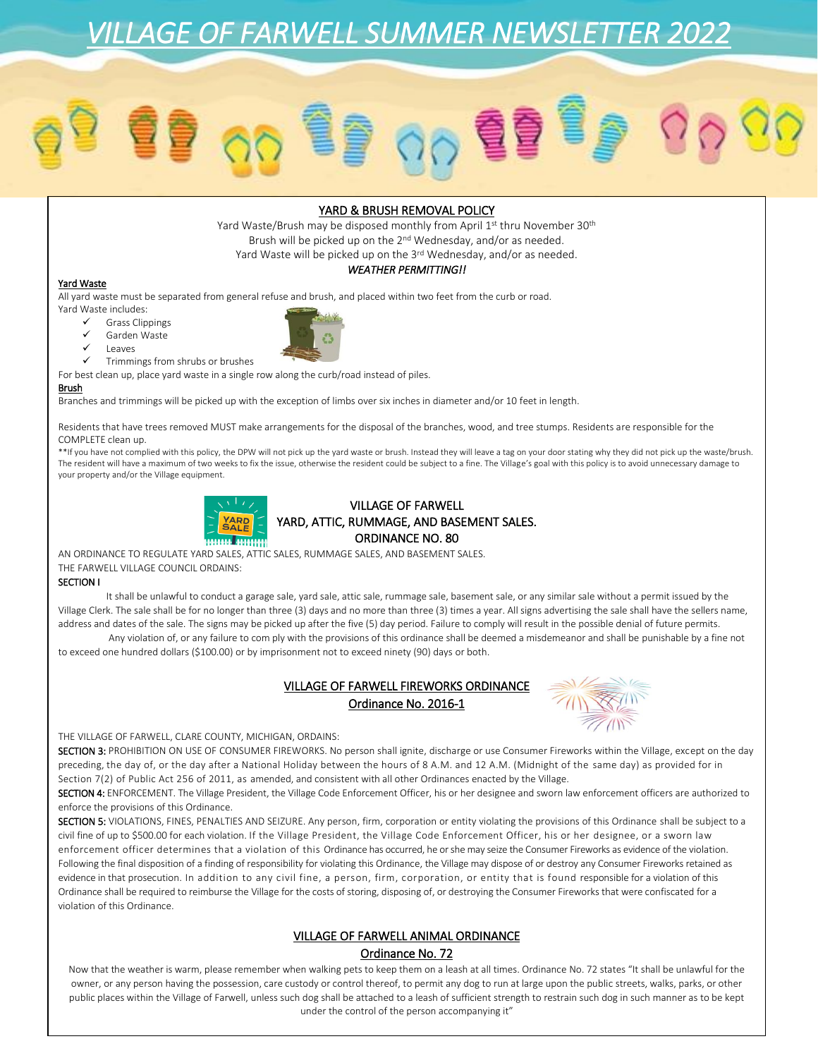# VILLAGE OF FARWELL SUMMER NEWSLETTER 2022

## YARD & BRUSH REMOVAL POLICY

Yard Waste/Brush may be disposed monthly from April 1st thru November 30th
Brush will be picked up on the 2nd Wednesday, and/or as needed.
Yard Waste will be picked up on the 3rd Wednesday, and/or as needed.
***WEATHER PERMITTING!!***

**Yard Waste**

All yard waste must be separated from general refuse and brush, and placed within two feet from the curb or road.
Yard Waste includes:

- ✓ Grass Clippings
- ✓ Garden Waste
- ✓ Leaves
- ✓ Trimmings from shrubs or brushes

For best clean up, place yard waste in a single row along the curb/road instead of piles.

**Brush**

Branches and trimmings will be picked up with the exception of limbs over six inches in diameter and/or 10 feet in length.

Residents that have trees removed MUST make arrangements for the disposal of the branches, wood, and tree stumps. Residents are responsible for the COMPLETE clean up.

**If you have not complied with this policy, the DPW will not pick up the yard waste or brush. Instead they will leave a tag on your door stating why they did not pick up the waste/brush. The resident will have a maximum of two weeks to fix the issue, otherwise the resident could be subject to a fine. The Village's goal with this policy is to avoid unnecessary damage to your property and/or the Village equipment.

## VILLAGE OF FARWELL
## YARD, ATTIC, RUMMAGE, AND BASEMENT SALES.
## ORDINANCE NO. 80

AN ORDINANCE TO REGULATE YARD SALES, ATTIC SALES, RUMMAGE SALES, AND BASEMENT SALES.
THE FARWELL VILLAGE COUNCIL ORDAINS:

**SECTION I**

It shall be unlawful to conduct a garage sale, yard sale, attic sale, rummage sale, basement sale, or any similar sale without a permit issued by the Village Clerk. The sale shall be for no longer than three (3) days and no more than three (3) times a year. All signs advertising the sale shall have the sellers name, address and dates of the sale. The signs may be picked up after the five (5) day period. Failure to comply will result in the possible denial of future permits.

Any violation of, or any failure to com ply with the provisions of this ordinance shall be deemed a misdemeanor and shall be punishable by a fine not to exceed one hundred dollars ($100.00) or by imprisonment not to exceed ninety (90) days or both.

## VILLAGE OF FARWELL FIREWORKS ORDINANCE
## Ordinance No. 2016-1

THE VILLAGE OF FARWELL, CLARE COUNTY, MICHIGAN, ORDAINS:

**SECTION 3:** PROHIBITION ON USE OF CONSUMER FIREWORKS. No person shall ignite, discharge or use Consumer Fireworks within the Village, except on the day preceding, the day of, or the day after a National Holiday between the hours of 8 A.M. and 12 A.M. (Midnight of the same day) as provided for in Section 7(2) of Public Act 256 of 2011, as amended, and consistent with all other Ordinances enacted by the Village.

**SECTION 4:** ENFORCEMENT. The Village President, the Village Code Enforcement Officer, his or her designee and sworn law enforcement officers are authorized to enforce the provisions of this Ordinance.

**SECTION 5:** VIOLATIONS, FINES, PENALTIES AND SEIZURE. Any person, firm, corporation or entity violating the provisions of this Ordinance shall be subject to a civil fine of up to $500.00 for each violation. If the Village President, the Village Code Enforcement Officer, his or her designee, or a sworn law enforcement officer determines that a violation of this Ordinance has occurred, he or she may seize the Consumer Fireworks as evidence of the violation. Following the final disposition of a finding of responsibility for violating this Ordinance, the Village may dispose of or destroy any Consumer Fireworks retained as evidence in that prosecution. In addition to any civil fine, a person, firm, corporation, or entity that is found responsible for a violation of this Ordinance shall be required to reimburse the Village for the costs of storing, disposing of, or destroying the Consumer Fireworks that were confiscated for a violation of this Ordinance.

## VILLAGE OF FARWELL ANIMAL ORDINANCE
## Ordinance No. 72

Now that the weather is warm, please remember when walking pets to keep them on a leash at all times. Ordinance No. 72 states "It shall be unlawful for the owner, or any person having the possession, care custody or control thereof, to permit any dog to run at large upon the public streets, walks, parks, or other public places within the Village of Farwell, unless such dog shall be attached to a leash of sufficient strength to restrain such dog in such manner as to be kept under the control of the person accompanying it"